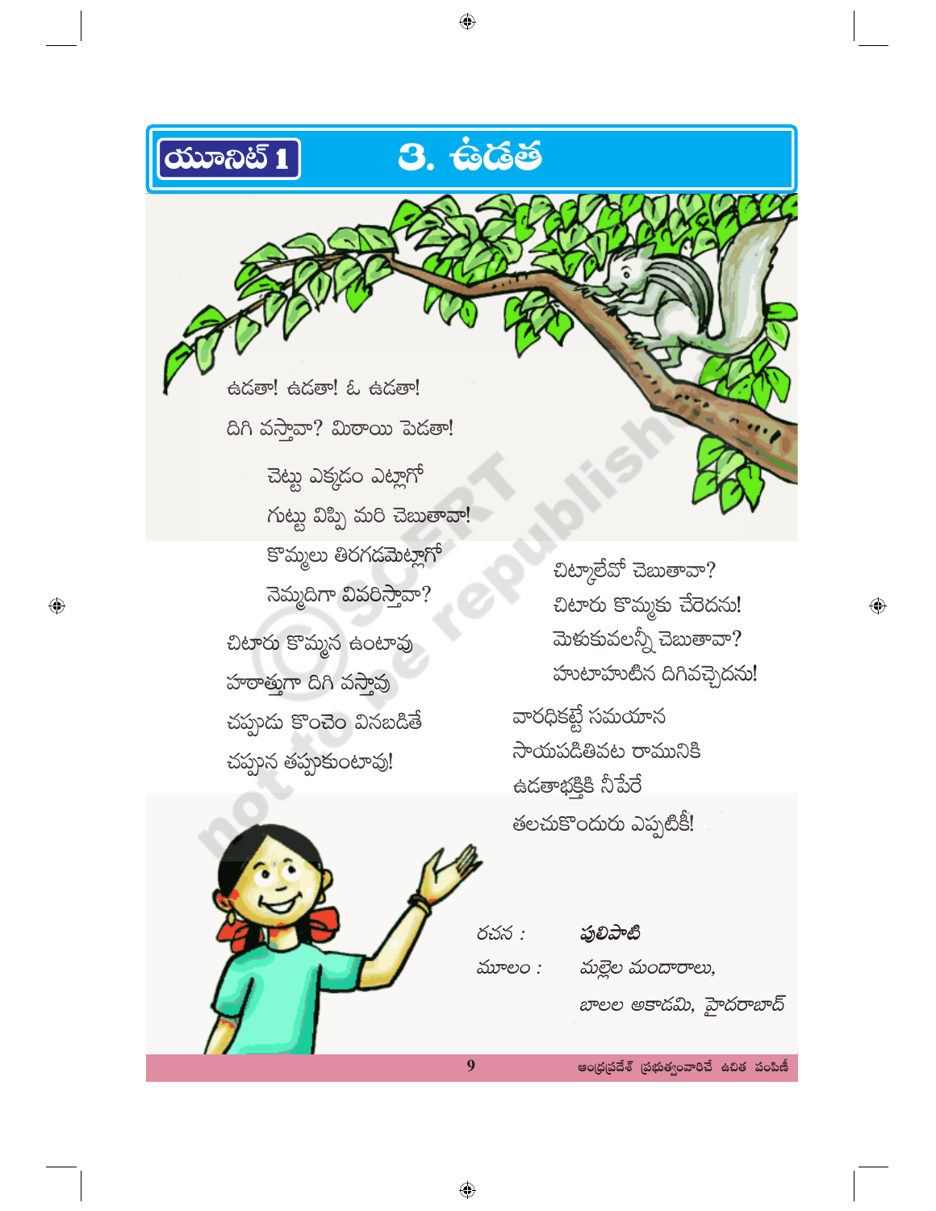యూనిట్ 1

# 3. ఉడత

ఉడతా! ఉడతా! ఓ ఉడతా!
దిగి వస్తావా? మిఠాయి పెడతా!

చెట్టు ఎక్కడం ఎట్లాగో
గుట్టు విప్పి మరి చెబుతావా!

కొమ్మలు తిరగడమెట్లాగో
నెమ్మదిగా వివరిస్తావా?

చిటారు కొమ్మన ఉంటావు
హఠాత్తుగా దిగి వస్తావు
చప్పుడు కొంచెం వినబడితే
చప్పున తప్పుకుంటావు!

చిట్కాలేవో చెబుతావా?
చిటారు కొమ్మకు చేరెదను!
మెళుకువలన్నీ చెబుతావా?
హుటాహుటిన దిగివచ్చెదను!

వారధికట్టే సమయాన
సాయపడితివట రామునికి
ఉడతాభక్తికి నీపేరే
తలచుకొందురు ఎప్పటికీ!

రచన : **పులిపాటి**

మూలం : మల్లెల మందారాలు,
బాలల అకాడమి, హైదరాబాద్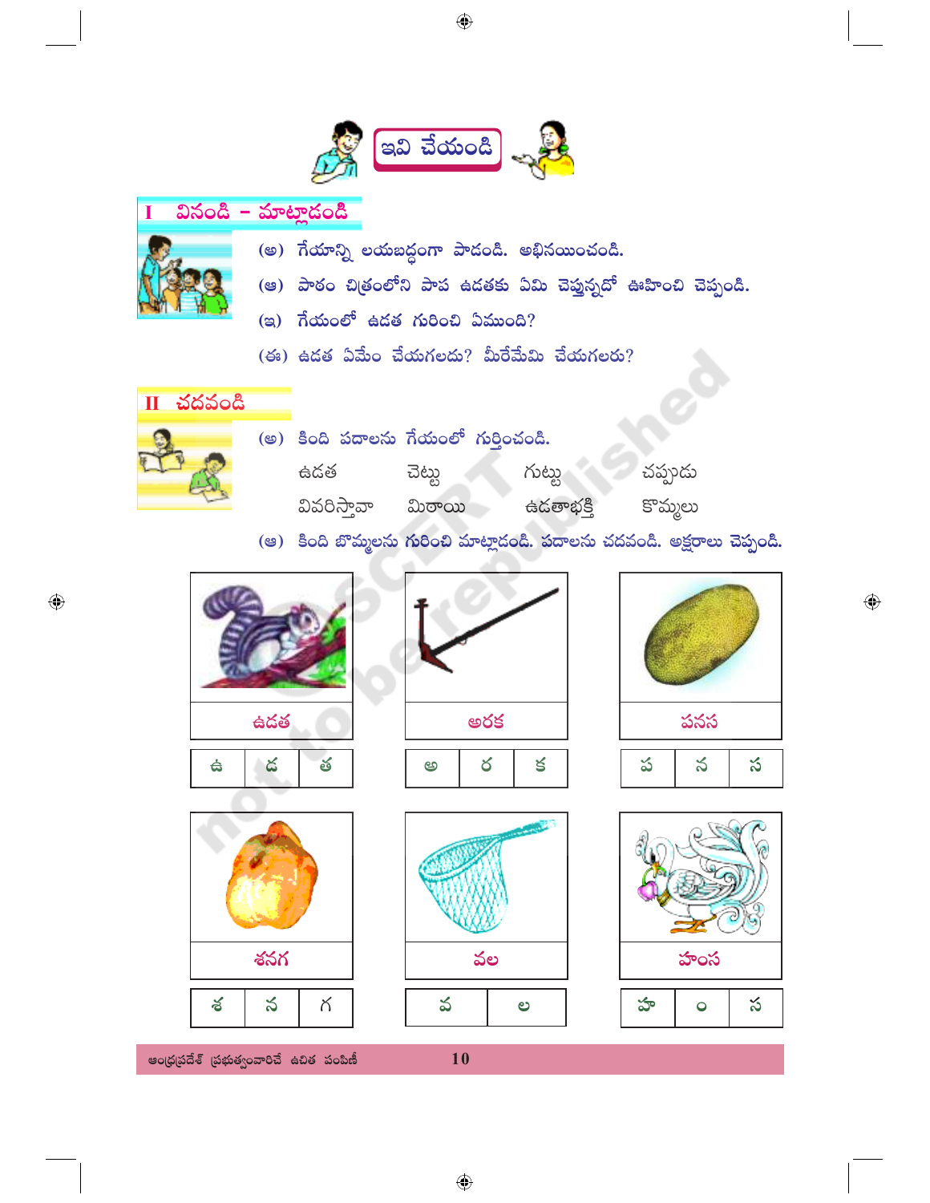# ఇవి చేయండి

## I వినండి – మాట్లాడండి

(అ) గేయాన్ని లయబద్ధంగా పాడండి. అభినయించండి.

(ఆ) పాఠం చిత్రంలోని పాప ఉడతకు ఏమి చెప్తున్నదో ఊహించి చెప్పండి.

(ఇ) గేయంలో ఉడత గురించి ఏముంది?

(ఈ) ఉడత ఏమేం చేయగలదు? మీరేమేమి చేయగలరు?

## II చదవండి

(అ) కింది పదాలను గేయంలో గుర్తించండి.

| | | | |
|---|---|---|---|
| ఉడత | చెట్టు | గుట్టు | చప్పుడు |
| వివరిస్తావా | మిఠాయి | ఉడతాభక్తి | కొమ్మలు |

(ఆ) కింది బొమ్మలను గురించి మాట్లాడండి. పదాలను చదవండి. అక్షరాలు చెప్పండి.

ఉడత

| ఉ | డ | త |
|---|---|---|

అరక

| అ | ర | క |
|---|---|---|

పనస

| ప | న | స |
|---|---|---|

శనగ

| శ | న | గ |
|---|---|---|

వల

| వ | ల |
|---|---|

హంస

| హ | ం | స |
|---|---|---|

ఆంధ్రప్రదేశ్ ప్రభుత్వంవారిచే ఉచిత పంపిణీ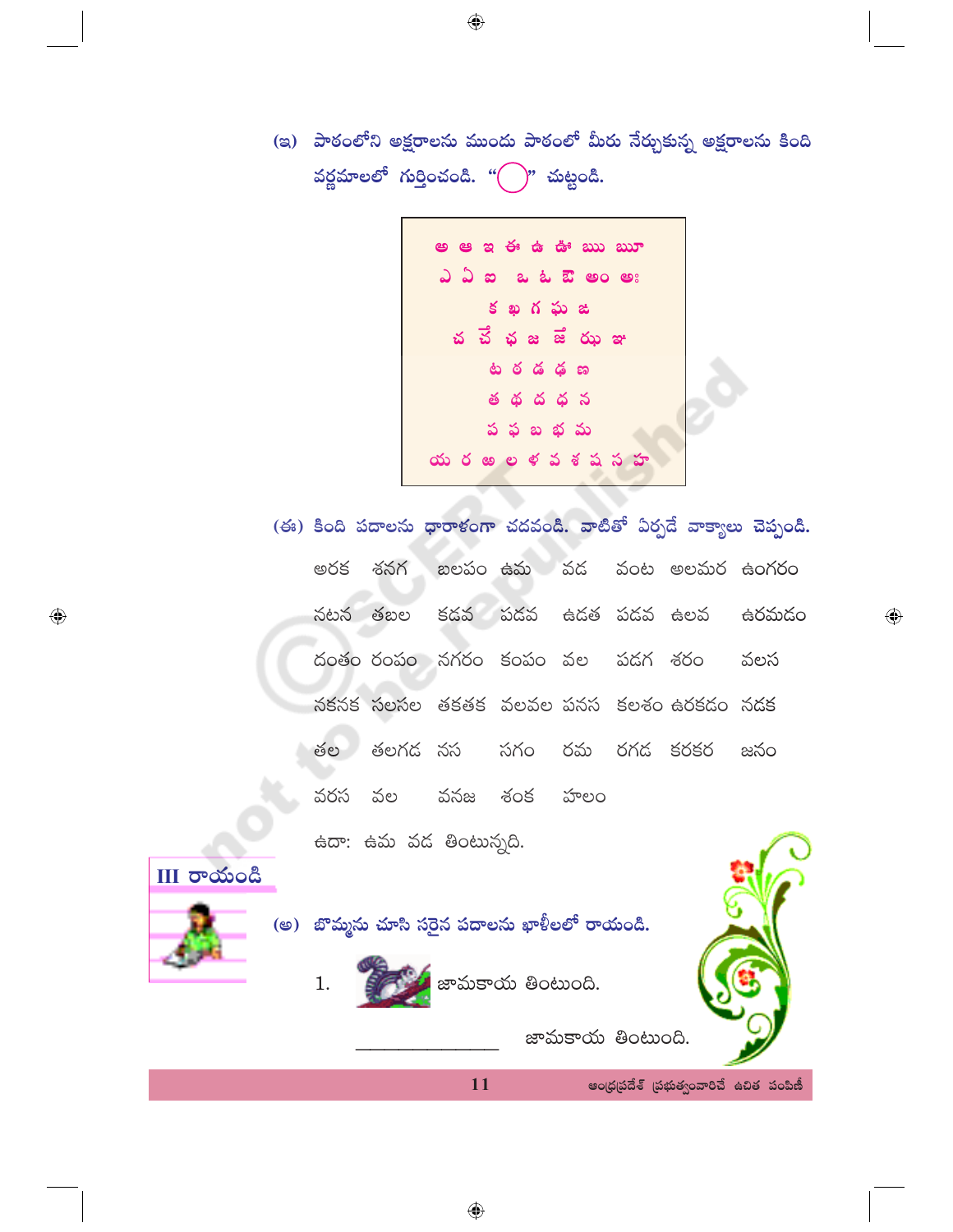(ఇ) పాఠంలోని అక్షరాలను ముందు పాఠంలో మీరు నేర్చుకున్న అక్షరాలను కింది వర్ణమాలలో గుర్తించండి. "◯" చుట్టండి.

అ ఆ ఇ ఈ ఉ ఊ ఋ ౠ
ఎ ఏ ఐ ఒ ఓ ఔ అం అః
క ఖ గ ఘ ఙ
చ చే ఛ జ జే ఝ ఞ
ట ఠ డ ఢ ణ
త థ ద ధ న
ప ఫ బ భ మ
య ర ఱ ల ళ వ శ ష స హ

(ఈ) కింది పదాలను ధారాళంగా చదవండి. వాటితో ఏర్పడే వాక్యాలు చెప్పండి.

అరక శనగ బలపం ఉమ వడ వంట అలమర ఉంగరం
నటన తబల కడవ పడవ ఉడత పడవ ఉలవ ఉరమడం
దంతం రంపం నగరం కంపం వల పడగ శరం వలస
నకనక సలసల తకతక వలవల పనస కలశం ఉరకడం నడక
తల తలగడ నస సగం రమ రగడ కరకర జనం
వరస వల వనజ శంక హలం

ఉదా: ఉమ వడ తింటున్నది.

## III రాయండి

(అ) బొమ్మను చూసి సరైన పదాలను ఖాళీలలో రాయండి.

1. జామకాయ తింటుంది.

_______________ జామకాయ తింటుంది.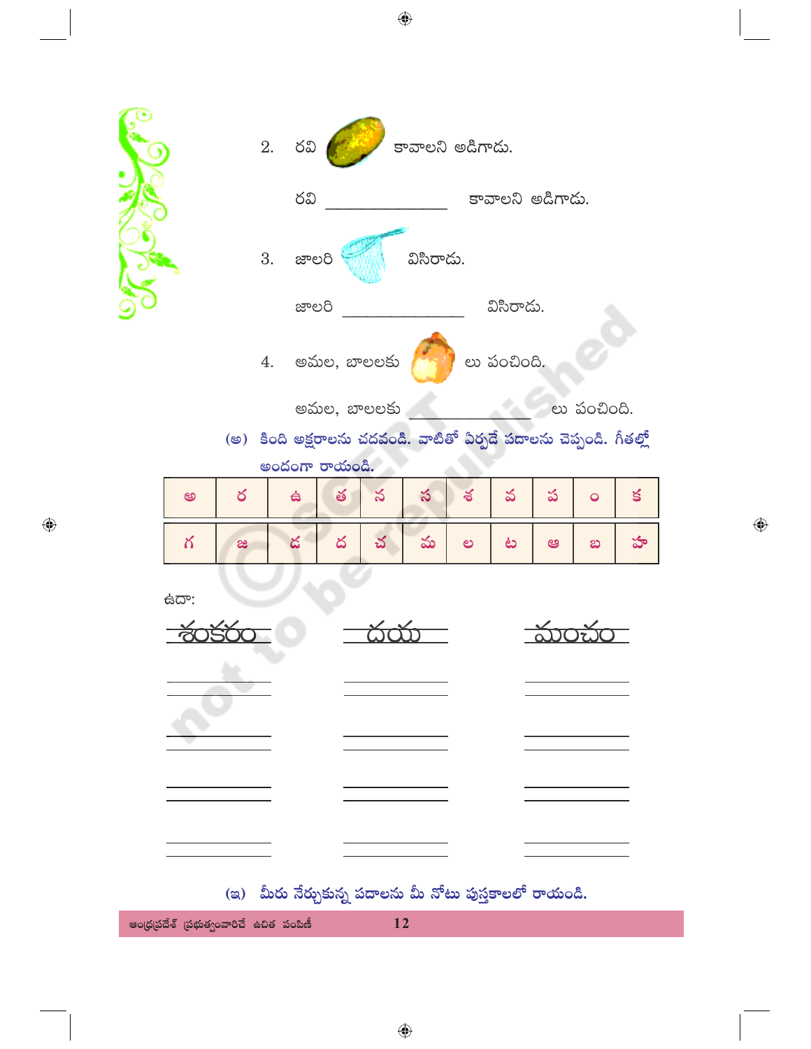2. రవి కావాలని అడిగాడు.

   రవి \_\_\_\_\_\_\_\_\_\_\_\_\_\_ కావాలని అడిగాడు.

3. జాలరి విసిరాడు.

   జాలరి \_\_\_\_\_\_\_\_\_\_\_\_\_\_ విసిరాడు.

4. అమల, బాలలకు లు పంచింది.

   అమల, బాలలకు \_\_\_\_\_\_\_\_\_\_\_\_\_\_ లు పంచింది.

(అ) కింది అక్షరాలను చదవండి. వాటితో ఏర్పడే పదాలను చెప్పండి. గీతల్లో అందంగా రాయండి.

| అ | ర | ఉ | త | న | స | శ | వ | ప | ం | క |
|---|---|---|---|---|---|---|---|---|---|---|
| గ | జ | డ | ద | చ | మ | ల | ట | ఆ | బ | హ |

ఉదా:

| శంకరం | దయ | మంచం |
|---|---|---|
| \_\_\_\_\_\_\_\_ | \_\_\_\_\_\_\_\_ | \_\_\_\_\_\_\_\_ |
| \_\_\_\_\_\_\_\_ | \_\_\_\_\_\_\_\_ | \_\_\_\_\_\_\_\_ |
| \_\_\_\_\_\_\_\_ | \_\_\_\_\_\_\_\_ | \_\_\_\_\_\_\_\_ |
| \_\_\_\_\_\_\_\_ | \_\_\_\_\_\_\_\_ | \_\_\_\_\_\_\_\_ |

(ఇ) మీరు నేర్చుకున్న పదాలను మీ నోటు పుస్తకాలలో రాయండి.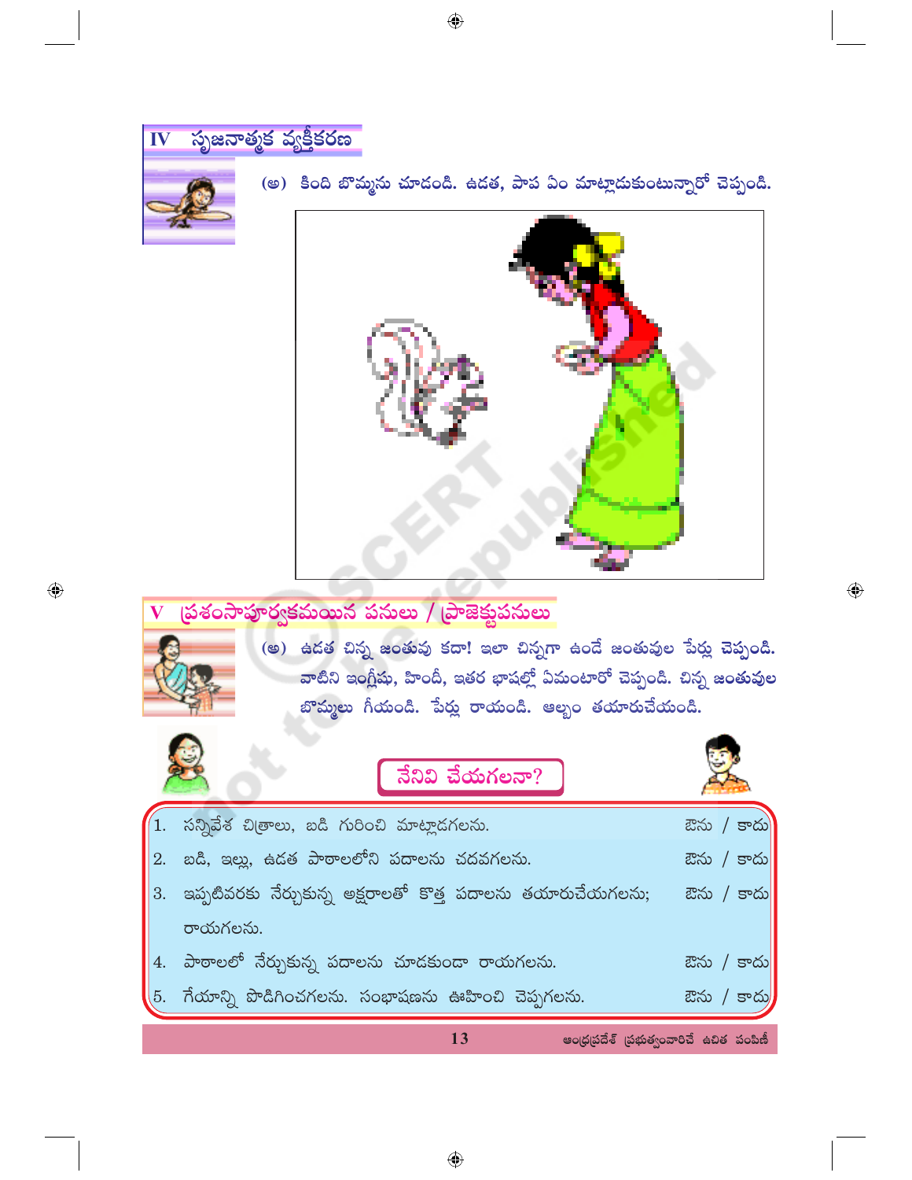## IV సృజనాత్మక వ్యక్తీకరణ

(అ) కింది బొమ్మను చూడండి. ఉడత, పాప ఏం మాట్లాడుకుంటున్నారో చెప్పండి.

## V ప్రశంసాపూర్వకమయిన పనులు / ప్రాజెక్టుపనులు

(అ) ఉడత చిన్న జంతువు కదా! ఇలా చిన్నగా ఉండే జంతువుల పేర్లు చెప్పండి. వాటిని ఇంగ్లీషు, హిందీ, ఇతర భాషల్లో ఏమంటారో చెప్పండి. చిన్న జంతువుల బొమ్మలు గీయండి. పేర్లు రాయండి. ఆల్బం తయారుచేయండి.

### నేనివి చేయగలనా?

| | | |
|---|---|---|
| 1. | సన్నివేశ చిత్రాలు, బడి గురించి మాట్లాడగలను. | ఔను / కాదు |
| 2. | బడి, ఇల్లు, ఉడత పాఠాలలోని పదాలను చదవగలను. | ఔను / కాదు |
| 3. | ఇప్పటివరకు నేర్చుకున్న అక్షరాలతో కొత్త పదాలను తయారుచేయగలను; రాయగలను. | ఔను / కాదు |
| 4. | పాఠాలలో నేర్చుకున్న పదాలను చూడకుండా రాయగలను. | ఔను / కాదు |
| 5. | గేయాన్ని పొడిగించగలను. సంభాషణను ఊహించి చెప్పగలను. | ఔను / కాదు |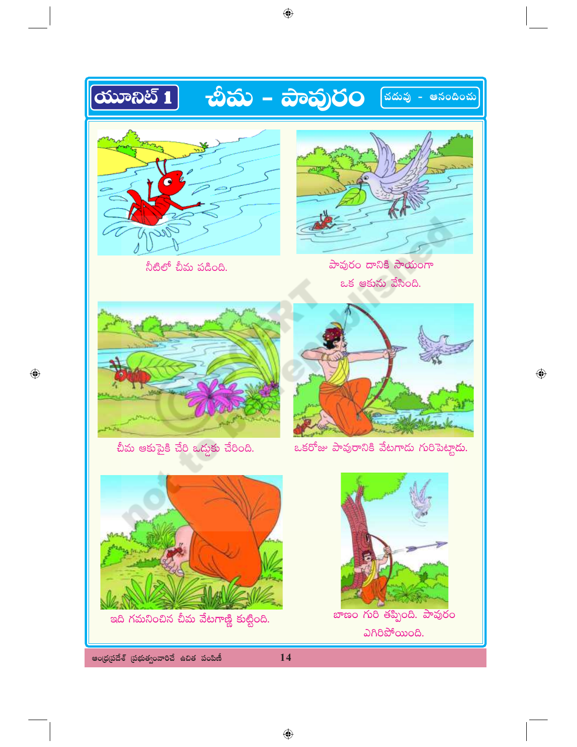# యూనిట్ 1 చీమ - పావురం

చదువు - ఆనందించు

నీటిలో చీమ పడింది.

పావురం దానికి సాయంగా ఒక ఆకును వేసింది.

చీమ ఆకుపైకి చేరి ఒడ్డుకు చేరింది.

ఒకరోజు పావురానికి వేటగాడు గురిపెట్టాడు.

ఇది గమనించిన చీమ వేటగాణ్ణి కుట్టింది.

బాణం గురి తప్పింది. పావురం ఎగిరిపోయింది.

ఆంధ్రప్రదేశ్ ప్రభుత్వంవారిచే ఉచిత పంపిణీ